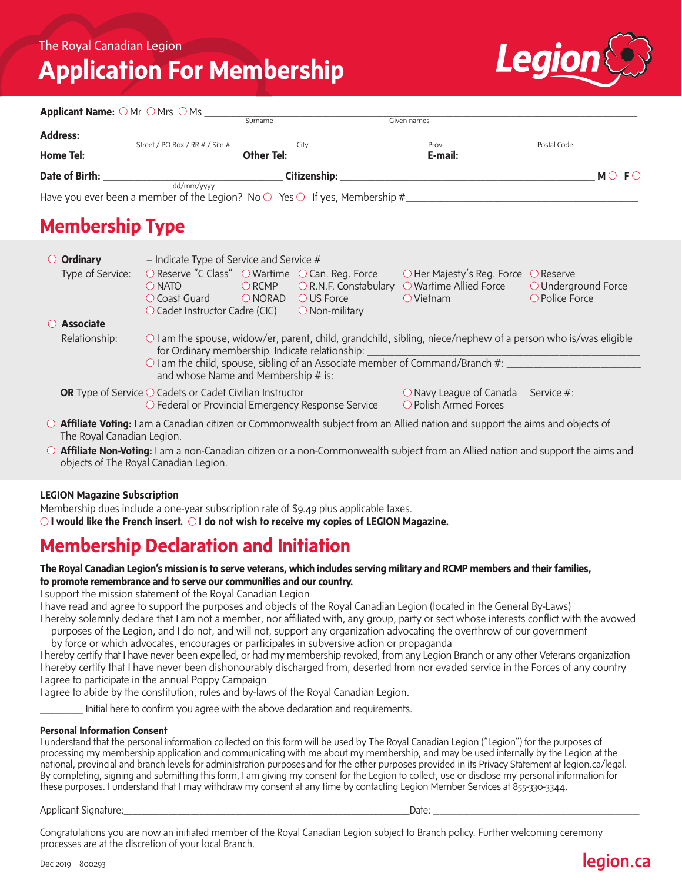The Royal Canadian Legion

# Application For Membership

Legion

**Applicant Name:** ○ Mr ○ Mrs ○ Ms ______________________________________________________
Surname Given names

**Address:** ______________________________________________________________________________
Street / PO Box / RR # / Site # City Prov Postal Code

**Home Tel:** ____________________________ **Other Tel:** ____________________________ **E-mail:** ____________________________

**Date of Birth:** ____________________________ **Citizenship:** ____________________________________________ **M** ○ **F** ○
dd/mm/yyyy

Have you ever been a member of the Legion? No ○ Yes ○ If yes, Membership #______________________________________

## Membership Type

○ **Ordinary** – Indicate Type of Service and Service #________________________________________________

Type of Service:
- ○ Reserve "C Class"
- ○ Wartime
- ○ Can. Reg. Force
- ○ Her Majesty's Reg. Force
- ○ Reserve
- ○ NATO
- ○ RCMP
- ○ R.N.F. Constabulary
- ○ Wartime Allied Force
- ○ Underground Force
- ○ Coast Guard
- ○ NORAD
- ○ US Force
- ○ Vietnam
- ○ Police Force
- ○ Cadet Instructor Cadre (CIC)
- ○ Non-military

○ **Associate**

Relationship:
- ○ I am the spouse, widow/er, parent, child, grandchild, sibling, niece/nephew of a person who is/was eligible for Ordinary membership. Indicate relationship: ________________________________________________
- ○ I am the child, spouse, sibling of an Associate member of Command/Branch #: ____________________ and whose Name and Membership # is: ________________________________________________

**OR** Type of Service
- ○ Cadets or Cadet Civilian Instructor
- ○ Navy League of Canada
- ○ Federal or Provincial Emergency Response Service
- ○ Polish Armed Forces

Service #: ____________

○ **Affiliate Voting:** I am a Canadian citizen or Commonwealth subject from an Allied nation and support the aims and objects of The Royal Canadian Legion.

○ **Affiliate Non-Voting:** I am a non-Canadian citizen or a non-Commonwealth subject from an Allied nation and support the aims and objects of The Royal Canadian Legion.

**LEGION Magazine Subscription**

Membership dues include a one-year subscription rate of $9.49 plus applicable taxes.

○ **I would like the French insert.** ○ **I do not wish to receive my copies of LEGION Magazine.**

## Membership Declaration and Initiation

**The Royal Canadian Legion's mission is to serve veterans, which includes serving military and RCMP members and their families, to promote remembrance and to serve our communities and our country.**

I support the mission statement of the Royal Canadian Legion

I have read and agree to support the purposes and objects of the Royal Canadian Legion (located in the General By-Laws)

I hereby solemnly declare that I am not a member, nor affiliated with, any group, party or sect whose interests conflict with the avowed purposes of the Legion, and I do not, and will not, support any organization advocating the overthrow of our government by force or which advocates, encourages or participates in subversive action or propaganda

I hereby certify that I have never been expelled, or had my membership revoked, from any Legion Branch or any other Veterans organization

I hereby certify that I have never been dishonourably discharged from, deserted from nor evaded service in the Forces of any country

I agree to participate in the annual Poppy Campaign

I agree to abide by the constitution, rules and by-laws of the Royal Canadian Legion.

________ Initial here to confirm you agree with the above declaration and requirements.

**Personal Information Consent**

I understand that the personal information collected on this form will be used by The Royal Canadian Legion ("Legion") for the purposes of processing my membership application and communicating with me about my membership, and may be used internally by the Legion at the national, provincial and branch levels for administration purposes and for the other purposes provided in its Privacy Statement at legion.ca/legal. By completing, signing and submitting this form, I am giving my consent for the Legion to collect, use or disclose my personal information for these purposes. I understand that I may withdraw my consent at any time by contacting Legion Member Services at 855-330-3344.

Applicant Signature:____________________________________________ Date: ______________________________

Congratulations you are now an initiated member of the Royal Canadian Legion subject to Branch policy. Further welcoming ceremony processes are at the discretion of your local Branch.

Dec 2019 800293

legion.ca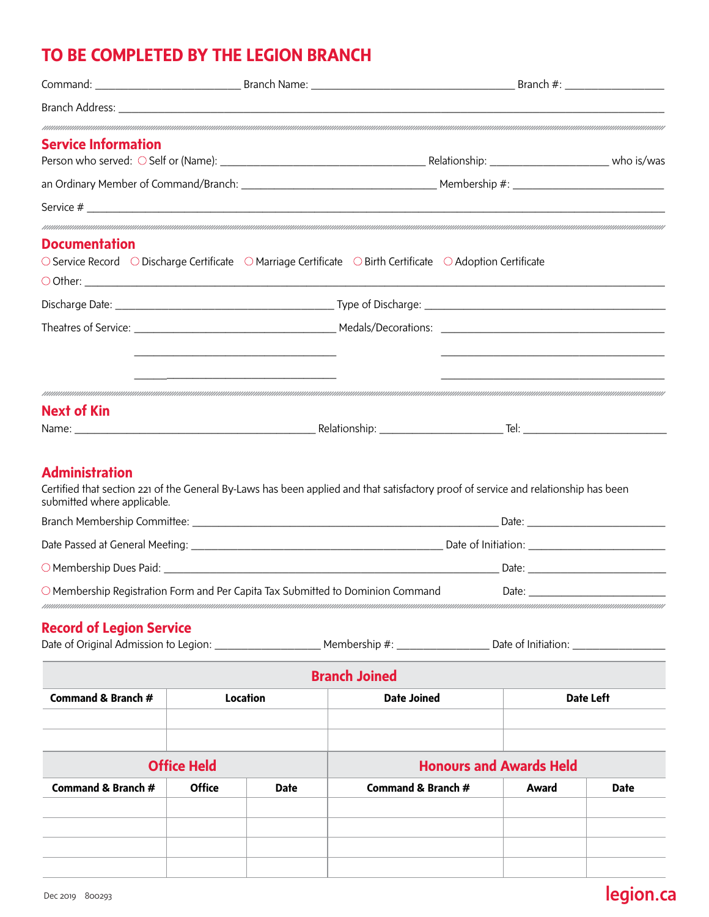# TO BE COMPLETED BY THE LEGION BRANCH

Command: ______________________ Branch Name: ______________________________ Branch #: ______________

Branch Address: ______________________________________________________________________________

## Service Information

Person who served: ○ Self or (Name): ______________________________ Relationship: __________________ who is/was

an Ordinary Member of Command/Branch: ______________________________ Membership #: ______________________

Service # ____________________________________________________________________________________

## Documentation

○ Service Record ○ Discharge Certificate ○ Marriage Certificate ○ Birth Certificate ○ Adoption Certificate

○ Other: ______________________________________________________________________________________

Discharge Date: ________________________________ Type of Discharge: ________________________________

Theatres of Service: ______________________________ Medals/Decorations: ______________________________

______________________________ ______________________________

______________________________ ______________________________

## Next of Kin

Name: ______________________________________ Relationship: ____________________ Tel: ______________________

## Administration

Certified that section 221 of the General By-Laws has been applied and that satisfactory proof of service and relationship has been submitted where applicable.

Branch Membership Committee: ____________________________________________ Date: ______________________

Date Passed at General Meeting: ______________________________________ Date of Initiation: ____________________

○ Membership Dues Paid: __________________________________________________ Date: ______________________

○ Membership Registration Form and Per Capita Tax Submitted to Dominion Command Date: ______________________

## Record of Legion Service

Date of Original Admission to Legion: ________________ Membership #: ______________ Date of Initiation: ______________

**Branch Joined**

| Command & Branch # | Location | Date Joined | Date Left |
|---|---|---|---|
| | | | |
| | | | |

| Office Held | | | Honours and Awards Held | | |
|---|---|---|---|---|---|
| Command & Branch # | Office | Date | Command & Branch # | Award | Date |
| | | | | | |
| | | | | | |
| | | | | | |
| | | | | | |

Dec 2019 800293

legion.ca